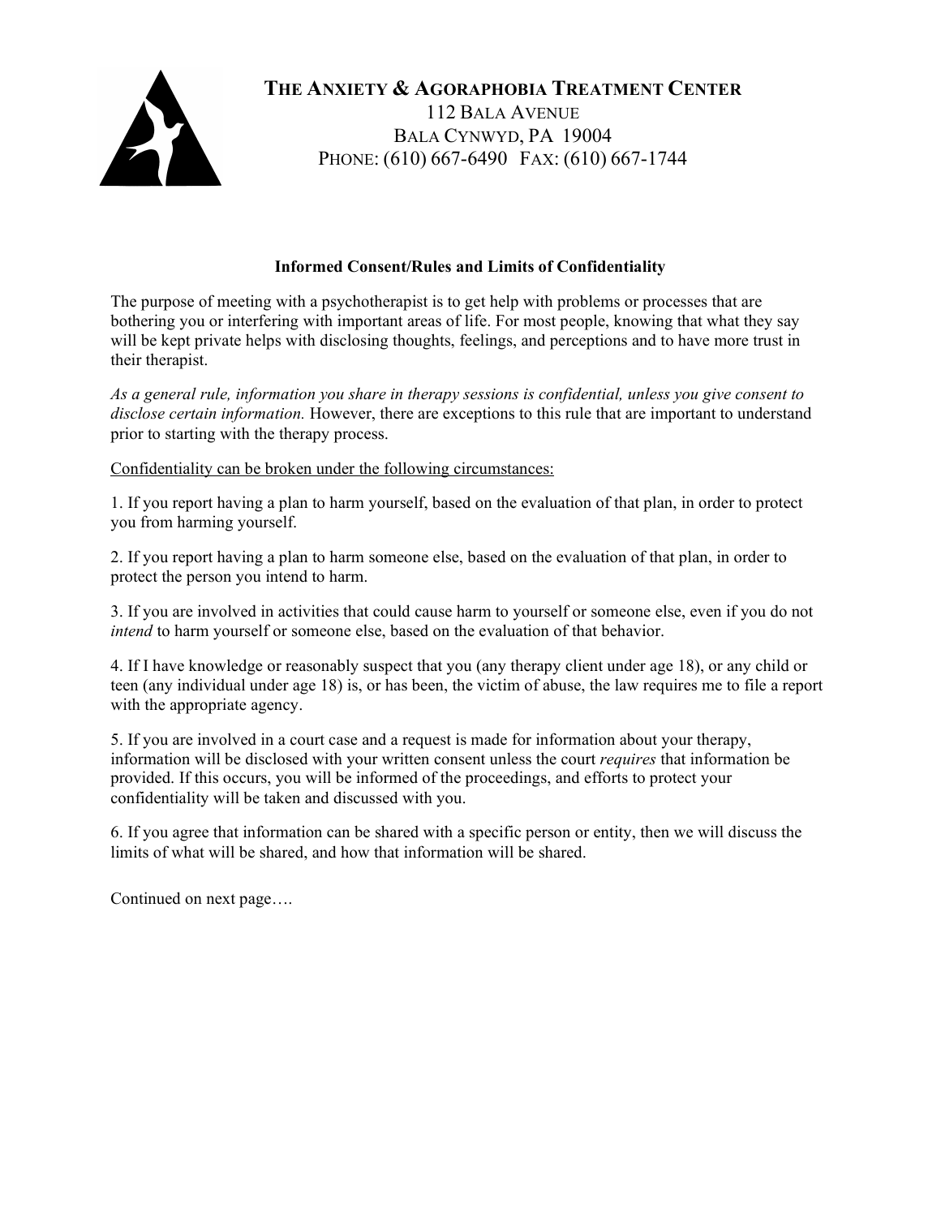# The Anxiety & Agoraphobia Treatment Center

112 Bala Avenue
Bala Cynwyd, PA 19004
Phone: (610) 667-6490 Fax: (610) 667-1744

## Informed Consent/Rules and Limits of Confidentiality

The purpose of meeting with a psychotherapist is to get help with problems or processes that are bothering you or interfering with important areas of life. For most people, knowing that what they say will be kept private helps with disclosing thoughts, feelings, and perceptions and to have more trust in their therapist.

*As a general rule, information you share in therapy sessions is confidential, unless you give consent to disclose certain information.* However, there are exceptions to this rule that are important to understand prior to starting with the therapy process.

<u>Confidentiality can be broken under the following circumstances:</u>

1. If you report having a plan to harm yourself, based on the evaluation of that plan, in order to protect you from harming yourself.

2. If you report having a plan to harm someone else, based on the evaluation of that plan, in order to protect the person you intend to harm.

3. If you are involved in activities that could cause harm to yourself or someone else, even if you do not *intend* to harm yourself or someone else, based on the evaluation of that behavior.

4. If I have knowledge or reasonably suspect that you (any therapy client under age 18), or any child or teen (any individual under age 18) is, or has been, the victim of abuse, the law requires me to file a report with the appropriate agency.

5. If you are involved in a court case and a request is made for information about your therapy, information will be disclosed with your written consent unless the court *requires* that information be provided. If this occurs, you will be informed of the proceedings, and efforts to protect your confidentiality will be taken and discussed with you.

6. If you agree that information can be shared with a specific person or entity, then we will discuss the limits of what will be shared, and how that information will be shared.

Continued on next page….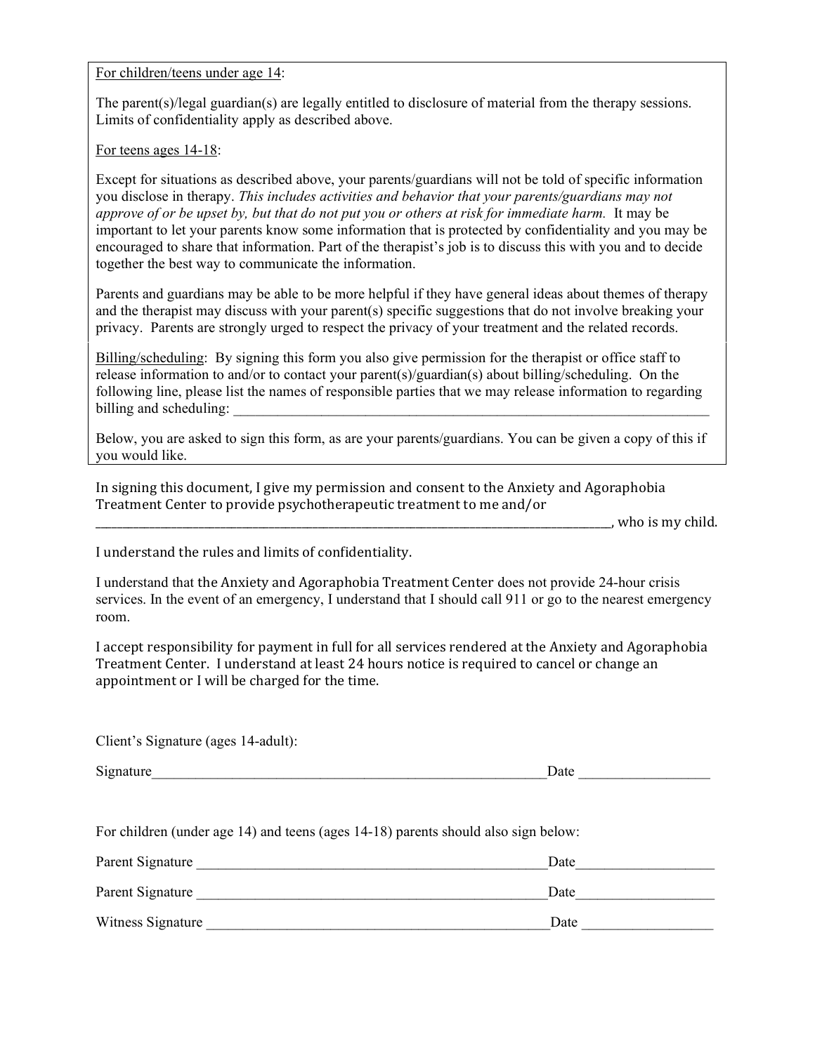For children/teens under age 14:

The parent(s)/legal guardian(s) are legally entitled to disclosure of material from the therapy sessions. Limits of confidentiality apply as described above.

For teens ages 14-18:

Except for situations as described above, your parents/guardians will not be told of specific information you disclose in therapy. *This includes activities and behavior that your parents/guardians may not approve of or be upset by, but that do not put you or others at risk for immediate harm.* It may be important to let your parents know some information that is protected by confidentiality and you may be encouraged to share that information. Part of the therapist's job is to discuss this with you and to decide together the best way to communicate the information.

Parents and guardians may be able to be more helpful if they have general ideas about themes of therapy and the therapist may discuss with your parent(s) specific suggestions that do not involve breaking your privacy. Parents are strongly urged to respect the privacy of your treatment and the related records.

Billing/scheduling: By signing this form you also give permission for the therapist or office staff to release information to and/or to contact your parent(s)/guardian(s) about billing/scheduling. On the following line, please list the names of responsible parties that we may release information to regarding billing and scheduling: ___________________________________________________________________

Below, you are asked to sign this form, as are your parents/guardians. You can be given a copy of this if you would like.

In signing this document, I give my permission and consent to the Anxiety and Agoraphobia Treatment Center to provide psychotherapeutic treatment to me and/or ________________________________________________________________________________, who is my child.

I understand the rules and limits of confidentiality.

I understand that the Anxiety and Agoraphobia Treatment Center does not provide 24-hour crisis services. In the event of an emergency, I understand that I should call 911 or go to the nearest emergency room.

I accept responsibility for payment in full for all services rendered at the Anxiety and Agoraphobia Treatment Center. I understand at least 24 hours notice is required to cancel or change an appointment or I will be charged for the time.

Client's Signature (ages 14-adult):

Signature___________________________________________________________Date __________________

For children (under age 14) and teens (ages 14-18) parents should also sign below:

Parent Signature ___________________________________________________Date___________________

Parent Signature ___________________________________________________Date___________________

Witness Signature __________________________________________________Date __________________